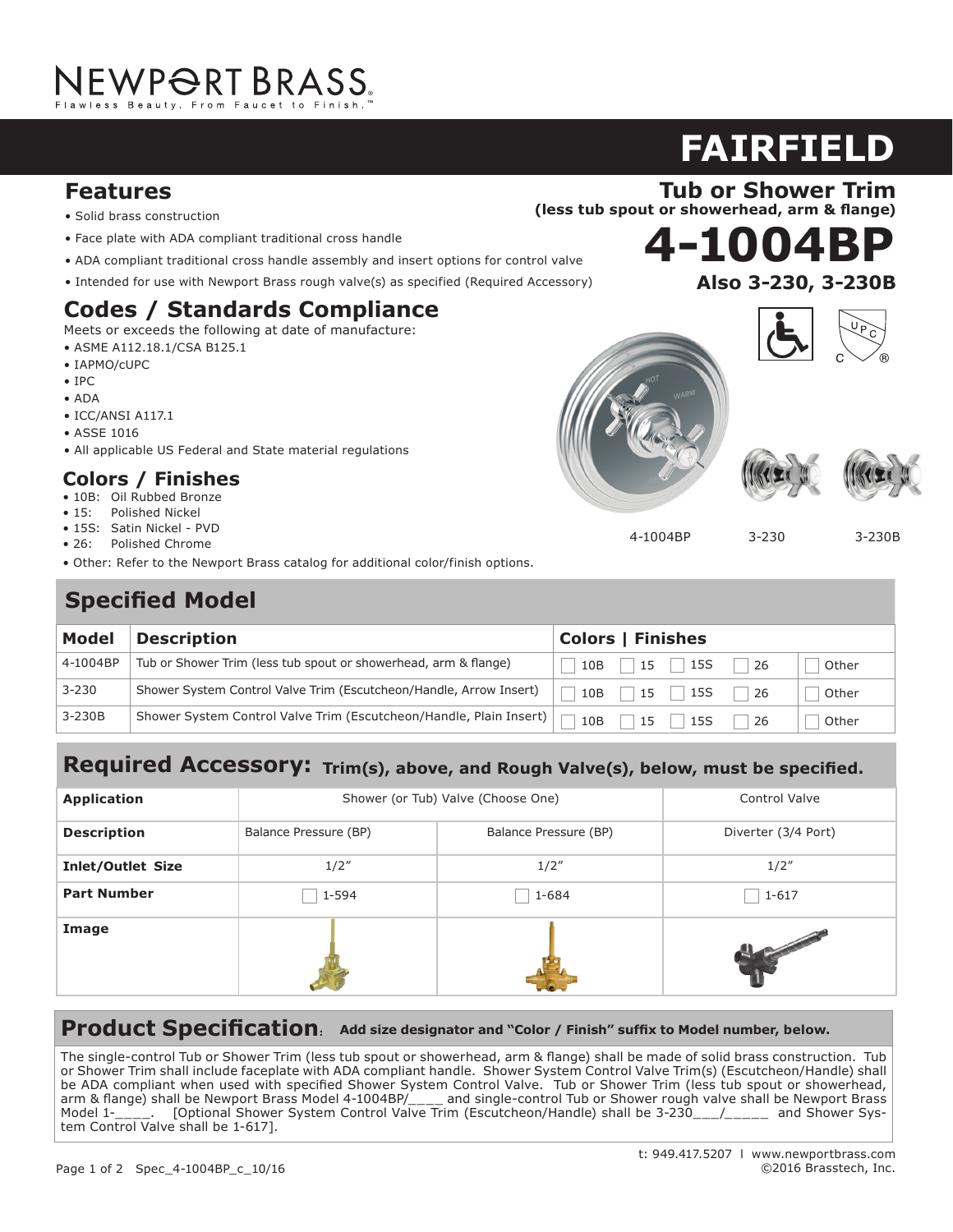NEWPORT BRASS
Flawless Beauty. From Faucet to Finish.™

# FAIRFIELD

## Tub or Shower Trim

**(less tub spout or showerhead, arm & flange)**

# 4-1004BP

**Also 3-230, 3-230B**

## Features

- Solid brass construction
- Face plate with ADA compliant traditional cross handle
- ADA compliant traditional cross handle assembly and insert options for control valve
- Intended for use with Newport Brass rough valve(s) as specified (Required Accessory)

## Codes / Standards Compliance

Meets or exceeds the following at date of manufacture:

- ASME A112.18.1/CSA B125.1
- IAPMO/cUPC
- IPC
- ADA
- ICC/ANSI A117.1
- ASSE 1016
- All applicable US Federal and State material regulations

## Colors / Finishes

- 10B: Oil Rubbed Bronze
- 15: Polished Nickel
- 15S: Satin Nickel - PVD
- 26: Polished Chrome
- Other: Refer to the Newport Brass catalog for additional color/finish options.

4-1004BP 3-230 3-230B

## Specified Model

| Model | Description | Colors \| Finishes | | | | |
|---|---|---|---|---|---|---|
| 4-1004BP | Tub or Shower Trim (less tub spout or showerhead, arm & flange) | ☐ 10B | ☐ 15 | ☐ 15S | ☐ 26 | ☐ Other |
| 3-230 | Shower System Control Valve Trim (Escutcheon/Handle, Arrow Insert) | ☐ 10B | ☐ 15 | ☐ 15S | ☐ 26 | ☐ Other |
| 3-230B | Shower System Control Valve Trim (Escutcheon/Handle, Plain Insert) | ☐ 10B | ☐ 15 | ☐ 15S | ☐ 26 | ☐ Other |

## Required Accessory: Trim(s), above, and Rough Valve(s), below, must be specified.

| Application | Shower (or Tub) Valve (Choose One) | | Control Valve |
|---|---|---|---|
| **Description** | Balance Pressure (BP) | Balance Pressure (BP) | Diverter (3/4 Port) |
| **Inlet/Outlet Size** | 1/2″ | 1/2″ | 1/2″ |
| **Part Number** | ☐ 1-594 | ☐ 1-684 | ☐ 1-617 |
| **Image** | | | |

## Product Specification: Add size designator and "Color / Finish" suffix to Model number, below.

The single-control Tub or Shower Trim (less tub spout or showerhead, arm & flange) shall be made of solid brass construction. Tub or Shower Trim shall include faceplate with ADA compliant handle. Shower System Control Valve Trim(s) (Escutcheon/Handle) shall be ADA compliant when used with specified Shower System Control Valve. Tub or Shower Trim (less tub spout or showerhead, arm & flange) shall be Newport Brass Model 4-1004BP/____ and single-control Tub or Shower rough valve shall be Newport Brass Model 1-____. [Optional Shower System Control Valve Trim (Escutcheon/Handle) shall be 3-230___/_____ and Shower System Control Valve shall be 1-617].

t: 949.417.5207 | www.newportbrass.com
Spec_4-1004BP_c_10/16 ©2016 Brasstech, Inc.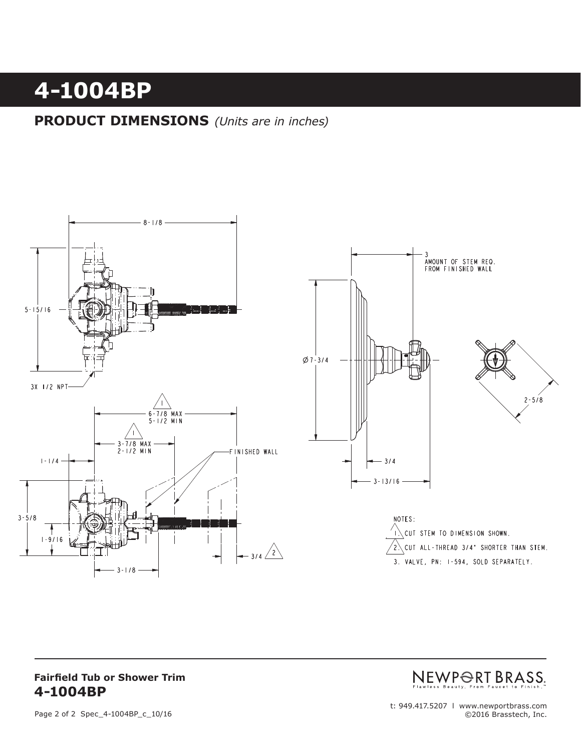# 4-1004BP

## PRODUCT DIMENSIONS *(Units are in inches)*

8-1/8

5-15/16

3X 1/2 NPT

6-7/8 MAX
5-1/2 MIN

3-7/8 MAX
2-1/2 MIN

FINISHED WALL

1-1/4

3-5/8

1-9/16

3-1/8

3/4

3
AMOUNT OF STEM REQ.
FROM FINISHED WALL

Ø7-3/4

3/4

3-13/16

2-5/8

NOTES:

1. CUT STEM TO DIMENSION SHOWN.
2. CUT ALL-THREAD 3/4" SHORTER THAN STEM.
3. VALVE, PN: 1-594, SOLD SEPARATELY.

**Fairfield Tub or Shower Trim**
**4-1004BP**

NEWPORT BRASS.
Flawless Beauty. From Faucet to Finish.™

t: 949.417.5207 l www.newportbrass.com
©2016 Brasstech, Inc.

Spec_4-1004BP_c_10/16